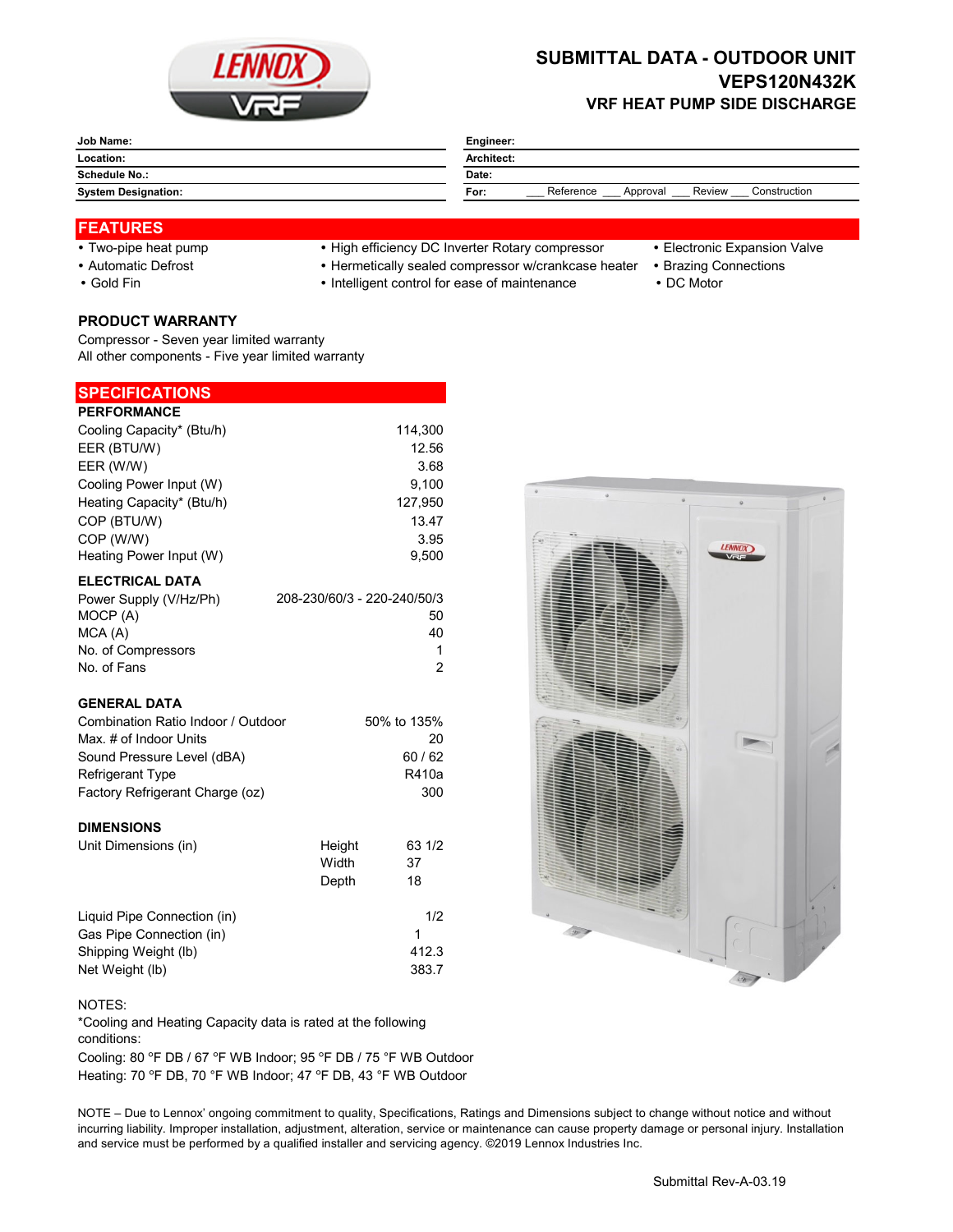# SUBMITTAL DATA - OUTDOOR UNIT
## VEPS120N432K
### VRF HEAT PUMP SIDE DISCHARGE

| | |
|---|---|
| **Job Name:** | **Engineer:** |
| **Location:** | **Architect:** |
| **Schedule No.:** | **Date:** |
| **System Designation:** | **For:** ___ Reference ___ Approval ___ Review ___ Construction |

## FEATURES

- Two-pipe heat pump
- Automatic Defrost
- Gold Fin
- High efficiency DC Inverter Rotary compressor
- Hermetically sealed compressor w/crankcase heater
- Intelligent control for ease of maintenance
- Electronic Expansion Valve
- Brazing Connections
- DC Motor

### PRODUCT WARRANTY

Compressor - Seven year limited warranty
All other components - Five year limited warranty

## SPECIFICATIONS

### PERFORMANCE

| | |
|---|---|
| Cooling Capacity* (Btu/h) | 114,300 |
| EER (BTU/W) | 12.56 |
| EER (W/W) | 3.68 |
| Cooling Power Input (W) | 9,100 |
| Heating Capacity* (Btu/h) | 127,950 |
| COP (BTU/W) | 13.47 |
| COP (W/W) | 3.95 |
| Heating Power Input (W) | 9,500 |

### ELECTRICAL DATA

| | |
|---|---|
| Power Supply (V/Hz/Ph) | 208-230/60/3 - 220-240/50/3 |
| MOCP (A) | 50 |
| MCA (A) | 40 |
| No. of Compressors | 1 |
| No. of Fans | 2 |

### GENERAL DATA

| | |
|---|---|
| Combination Ratio Indoor / Outdoor | 50% to 135% |
| Max. # of Indoor Units | 20 |
| Sound Pressure Level (dBA) | 60 / 62 |
| Refrigerant Type | R410a |
| Factory Refrigerant Charge (oz) | 300 |

### DIMENSIONS

| | | |
|---|---|---|
| Unit Dimensions (in) | Height | 63 1/2 |
| | Width | 37 |
| | Depth | 18 |

| | |
|---|---|
| Liquid Pipe Connection (in) | 1/2 |
| Gas Pipe Connection (in) | 1 |
| Shipping Weight (lb) | 412.3 |
| Net Weight (lb) | 383.7 |

NOTES:
*Cooling and Heating Capacity data is rated at the following conditions:
Cooling: 80 °F DB / 67 °F WB Indoor; 95 °F DB / 75 °F WB Outdoor
Heating: 70 °F DB, 70 °F WB Indoor; 47 °F DB, 43 °F WB Outdoor

NOTE – Due to Lennox' ongoing commitment to quality, Specifications, Ratings and Dimensions subject to change without notice and without incurring liability. Improper installation, adjustment, alteration, service or maintenance can cause property damage or personal injury. Installation and service must be performed by a qualified installer and servicing agency. ©2019 Lennox Industries Inc.

Submittal Rev-A-03.19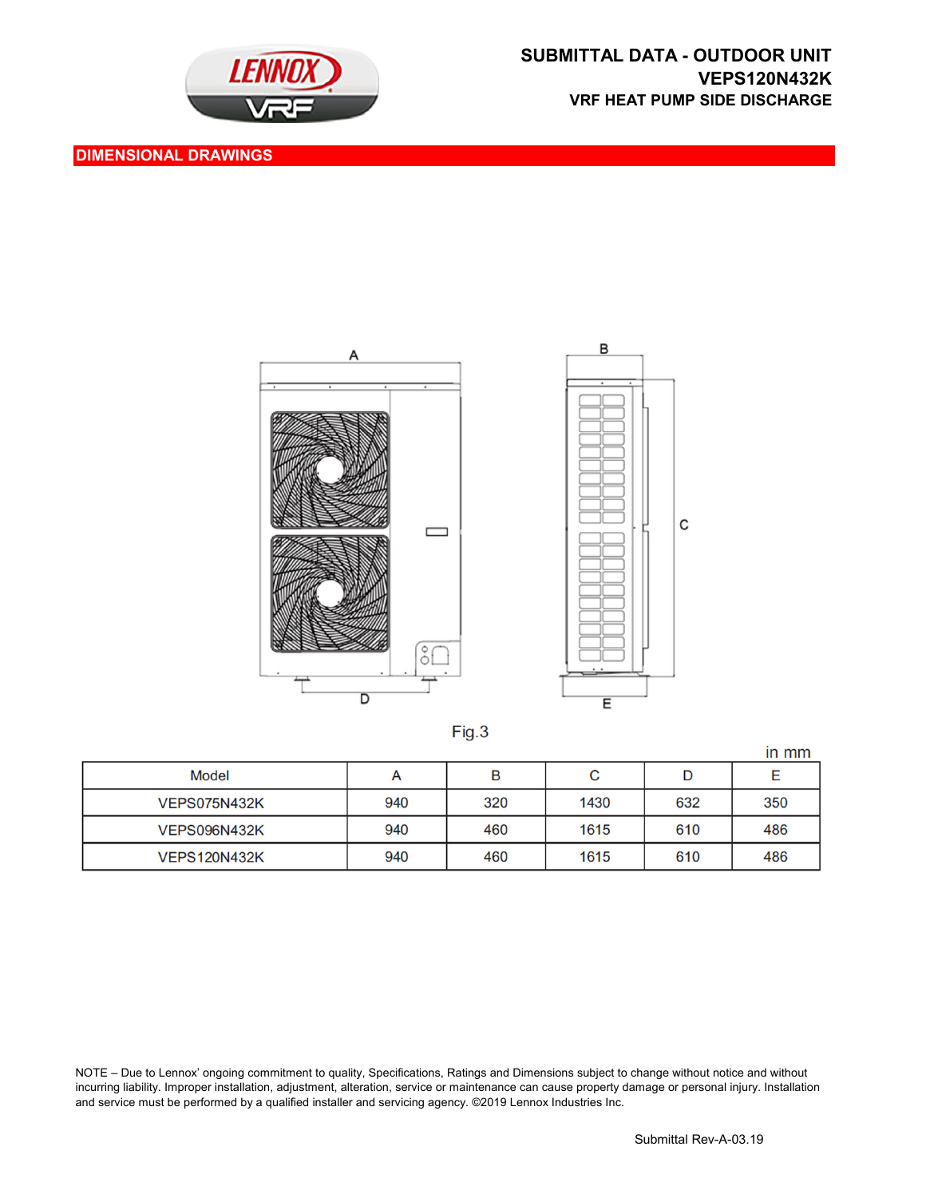# SUBMITTAL DATA - OUTDOOR UNIT
## VEPS120N432K
### VRF HEAT PUMP SIDE DISCHARGE

## DIMENSIONAL DRAWINGS

A

B

C

D

E

Fig.3

in mm

| Model | A | B | C | D | E |
|---|---|---|---|---|---|
| VEPS075N432K | 940 | 320 | 1430 | 632 | 350 |
| VEPS096N432K | 940 | 460 | 1615 | 610 | 486 |
| VEPS120N432K | 940 | 460 | 1615 | 610 | 486 |

NOTE – Due to Lennox' ongoing commitment to quality, Specifications, Ratings and Dimensions subject to change without notice and without incurring liability. Improper installation, adjustment, alteration, service or maintenance can cause property damage or personal injury. Installation and service must be performed by a qualified installer and servicing agency. ©2019 Lennox Industries Inc.

Submittal Rev-A-03.19